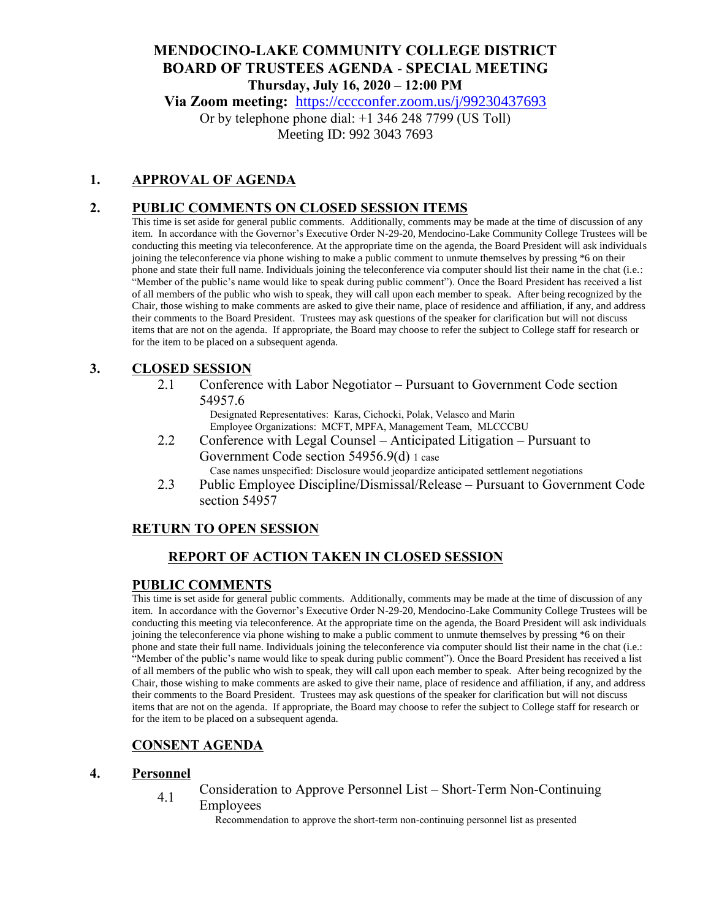# MENDOCINO-LAKE COMMUNITY COLLEGE DISTRICT
## BOARD OF TRUSTEES AGENDA - SPECIAL MEETING

**Thursday, July 16, 2020 – 12:00 PM**

**Via Zoom meeting:** https://cccconfer.zoom.us/j/99230437693

Or by telephone phone dial: +1 346 248 7799 (US Toll)

Meeting ID: 992 3043 7693

## 1. APPROVAL OF AGENDA

## 2. PUBLIC COMMENTS ON CLOSED SESSION ITEMS

This time is set aside for general public comments. Additionally, comments may be made at the time of discussion of any item. In accordance with the Governor's Executive Order N-29-20, Mendocino-Lake Community College Trustees will be conducting this meeting via teleconference. At the appropriate time on the agenda, the Board President will ask individuals joining the teleconference via phone wishing to make a public comment to unmute themselves by pressing *6 on their phone and state their full name. Individuals joining the teleconference via computer should list their name in the chat (i.e.: "Member of the public's name would like to speak during public comment"). Once the Board President has received a list of all members of the public who wish to speak, they will call upon each member to speak. After being recognized by the Chair, those wishing to make comments are asked to give their name, place of residence and affiliation, if any, and address their comments to the Board President. Trustees may ask questions of the speaker for clarification but will not discuss items that are not on the agenda. If appropriate, the Board may choose to refer the subject to College staff for research or for the item to be placed on a subsequent agenda.

## 3. CLOSED SESSION

2.1 Conference with Labor Negotiator – Pursuant to Government Code section 54957.6

Designated Representatives: Karas, Cichocki, Polak, Velasco and Marin
Employee Organizations: MCFT, MPFA, Management Team, MLCCCBU

2.2 Conference with Legal Counsel – Anticipated Litigation – Pursuant to Government Code section 54956.9(d) 1 case

Case names unspecified: Disclosure would jeopardize anticipated settlement negotiations

2.3 Public Employee Discipline/Dismissal/Release – Pursuant to Government Code section 54957

## RETURN TO OPEN SESSION

## REPORT OF ACTION TAKEN IN CLOSED SESSION

## PUBLIC COMMENTS

This time is set aside for general public comments. Additionally, comments may be made at the time of discussion of any item. In accordance with the Governor's Executive Order N-29-20, Mendocino-Lake Community College Trustees will be conducting this meeting via teleconference. At the appropriate time on the agenda, the Board President will ask individuals joining the teleconference via phone wishing to make a public comment to unmute themselves by pressing *6 on their phone and state their full name. Individuals joining the teleconference via computer should list their name in the chat (i.e.: "Member of the public's name would like to speak during public comment"). Once the Board President has received a list of all members of the public who wish to speak, they will call upon each member to speak. After being recognized by the Chair, those wishing to make comments are asked to give their name, place of residence and affiliation, if any, and address their comments to the Board President. Trustees may ask questions of the speaker for clarification but will not discuss items that are not on the agenda. If appropriate, the Board may choose to refer the subject to College staff for research or for the item to be placed on a subsequent agenda.

## CONSENT AGENDA

## 4. Personnel

4.1 Consideration to Approve Personnel List – Short-Term Non-Continuing Employees

Recommendation to approve the short-term non-continuing personnel list as presented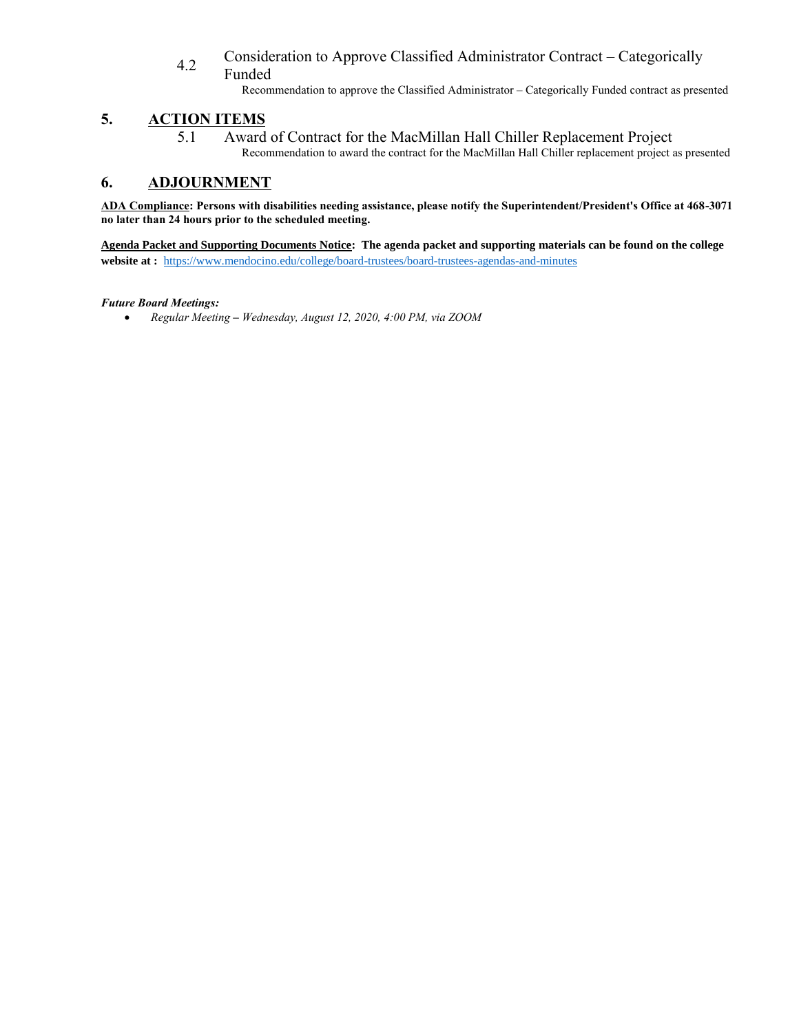4.2 Consideration to Approve Classified Administrator Contract – Categorically Funded

Recommendation to approve the Classified Administrator – Categorically Funded contract as presented

## 5. ACTION ITEMS

5.1 Award of Contract for the MacMillan Hall Chiller Replacement Project

Recommendation to award the contract for the MacMillan Hall Chiller replacement project as presented

## 6. ADJOURNMENT

**ADA Compliance: Persons with disabilities needing assistance, please notify the Superintendent/President's Office at 468-3071 no later than 24 hours prior to the scheduled meeting.**

**Agenda Packet and Supporting Documents Notice: The agenda packet and supporting materials can be found on the college website at :** https://www.mendocino.edu/college/board-trustees/board-trustees-agendas-and-minutes

***Future Board Meetings:***

- *Regular Meeting – Wednesday, August 12, 2020, 4:00 PM, via ZOOM*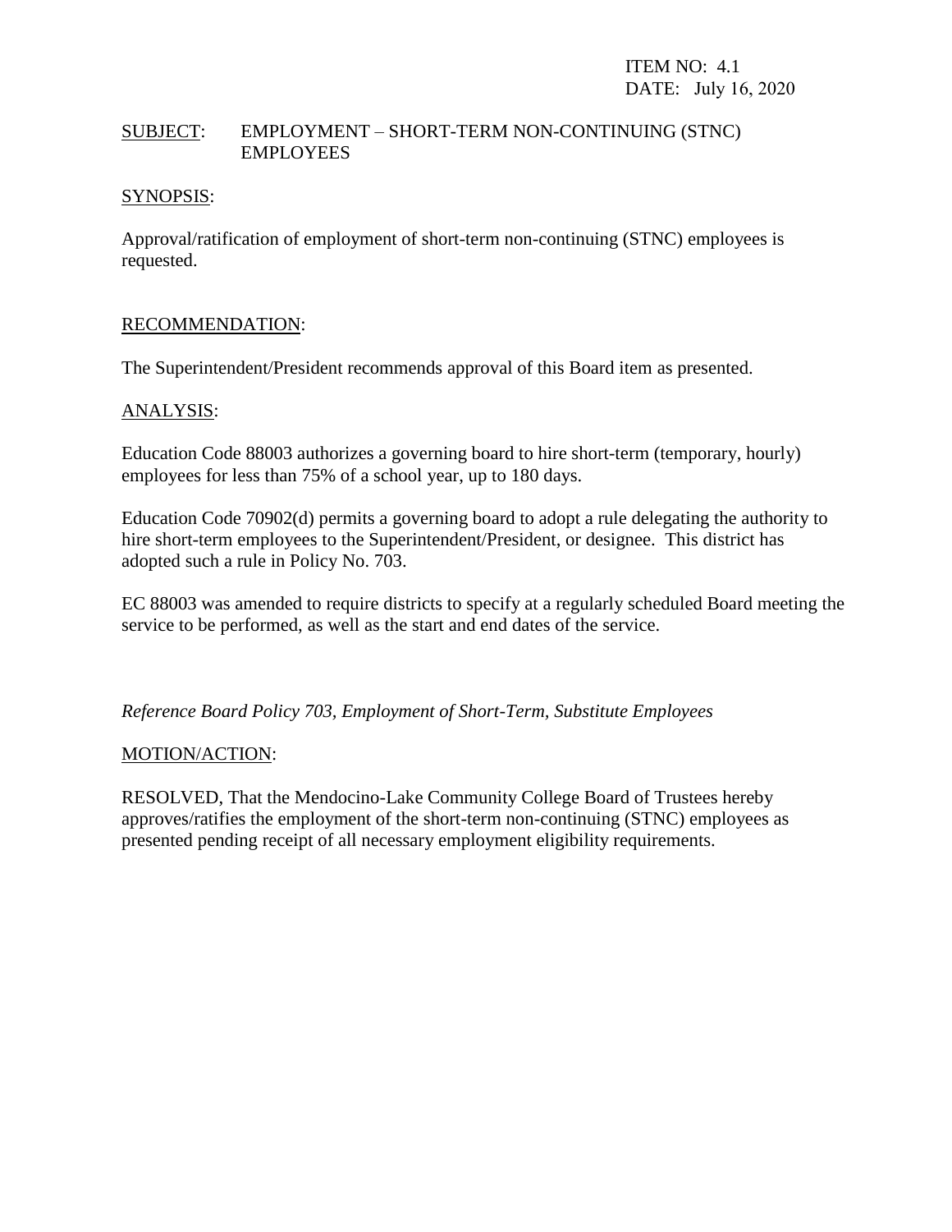ITEM NO: 4.1
DATE: July 16, 2020

SUBJECT: EMPLOYMENT – SHORT-TERM NON-CONTINUING (STNC) EMPLOYEES

SYNOPSIS:

Approval/ratification of employment of short-term non-continuing (STNC) employees is requested.

RECOMMENDATION:

The Superintendent/President recommends approval of this Board item as presented.

ANALYSIS:

Education Code 88003 authorizes a governing board to hire short-term (temporary, hourly) employees for less than 75% of a school year, up to 180 days.

Education Code 70902(d) permits a governing board to adopt a rule delegating the authority to hire short-term employees to the Superintendent/President, or designee. This district has adopted such a rule in Policy No. 703.

EC 88003 was amended to require districts to specify at a regularly scheduled Board meeting the service to be performed, as well as the start and end dates of the service.

*Reference Board Policy 703, Employment of Short-Term, Substitute Employees*

MOTION/ACTION:

RESOLVED, That the Mendocino-Lake Community College Board of Trustees hereby approves/ratifies the employment of the short-term non-continuing (STNC) employees as presented pending receipt of all necessary employment eligibility requirements.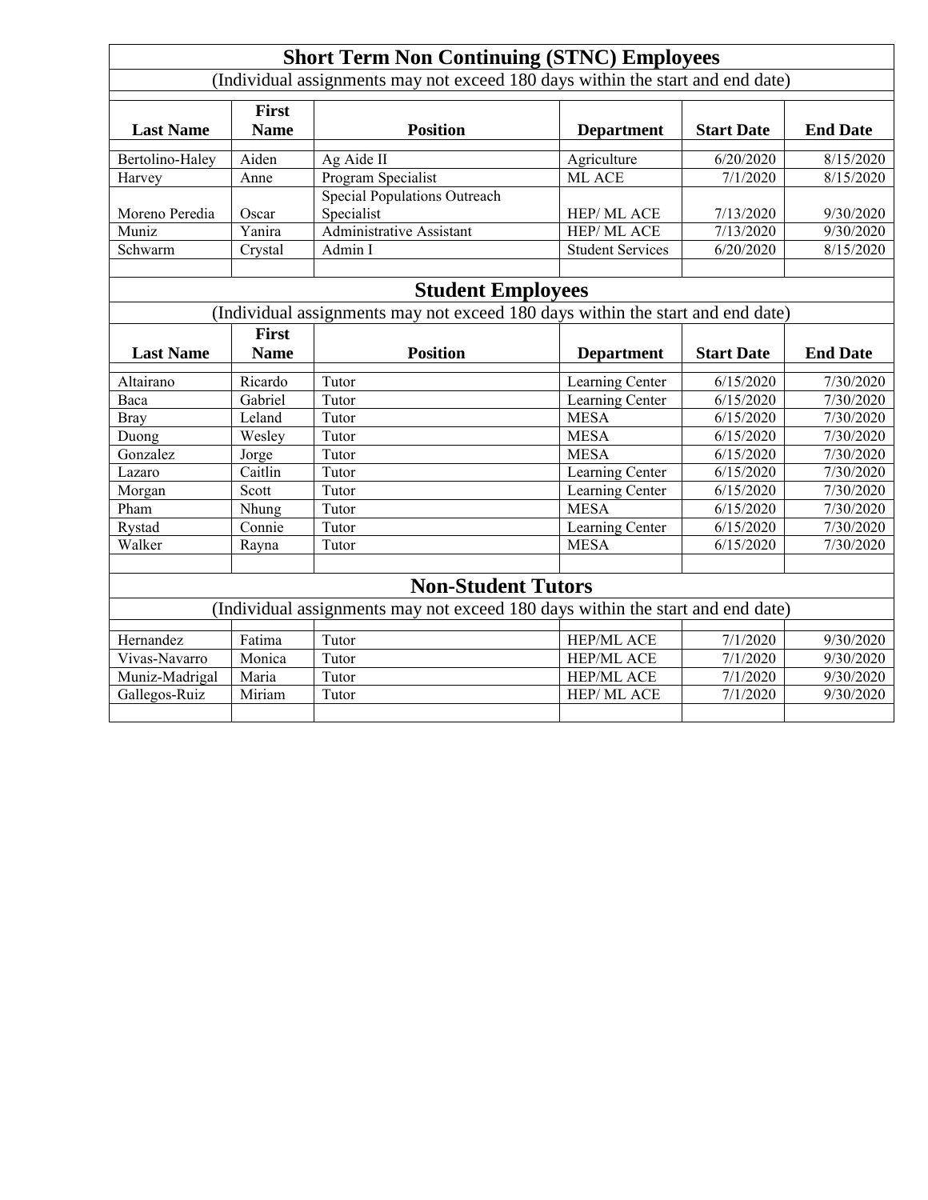## Short Term Non Continuing (STNC) Employees

(Individual assignments may not exceed 180 days within the start and end date)

| Last Name | First Name | Position | Department | Start Date | End Date |
|---|---|---|---|---|---|
| Bertolino-Haley | Aiden | Ag Aide II | Agriculture | 6/20/2020 | 8/15/2020 |
| Harvey | Anne | Program Specialist | ML ACE | 7/1/2020 | 8/15/2020 |
| Moreno Peredia | Oscar | Special Populations Outreach Specialist | HEP/ ML ACE | 7/13/2020 | 9/30/2020 |
| Muniz | Yanira | Administrative Assistant | HEP/ ML ACE | 7/13/2020 | 9/30/2020 |
| Schwarm | Crystal | Admin I | Student Services | 6/20/2020 | 8/15/2020 |

## Student Employees

(Individual assignments may not exceed 180 days within the start and end date)

| Last Name | First Name | Position | Department | Start Date | End Date |
|---|---|---|---|---|---|
| Altairano | Ricardo | Tutor | Learning Center | 6/15/2020 | 7/30/2020 |
| Baca | Gabriel | Tutor | Learning Center | 6/15/2020 | 7/30/2020 |
| Bray | Leland | Tutor | MESA | 6/15/2020 | 7/30/2020 |
| Duong | Wesley | Tutor | MESA | 6/15/2020 | 7/30/2020 |
| Gonzalez | Jorge | Tutor | MESA | 6/15/2020 | 7/30/2020 |
| Lazaro | Caitlin | Tutor | Learning Center | 6/15/2020 | 7/30/2020 |
| Morgan | Scott | Tutor | Learning Center | 6/15/2020 | 7/30/2020 |
| Pham | Nhung | Tutor | MESA | 6/15/2020 | 7/30/2020 |
| Rystad | Connie | Tutor | Learning Center | 6/15/2020 | 7/30/2020 |
| Walker | Rayna | Tutor | MESA | 6/15/2020 | 7/30/2020 |

## Non-Student Tutors

(Individual assignments may not exceed 180 days within the start and end date)

| Last Name | First Name | Position | Department | Start Date | End Date |
|---|---|---|---|---|---|
| Hernandez | Fatima | Tutor | HEP/ML ACE | 7/1/2020 | 9/30/2020 |
| Vivas-Navarro | Monica | Tutor | HEP/ML ACE | 7/1/2020 | 9/30/2020 |
| Muniz-Madrigal | Maria | Tutor | HEP/ML ACE | 7/1/2020 | 9/30/2020 |
| Gallegos-Ruiz | Miriam | Tutor | HEP/ ML ACE | 7/1/2020 | 9/30/2020 |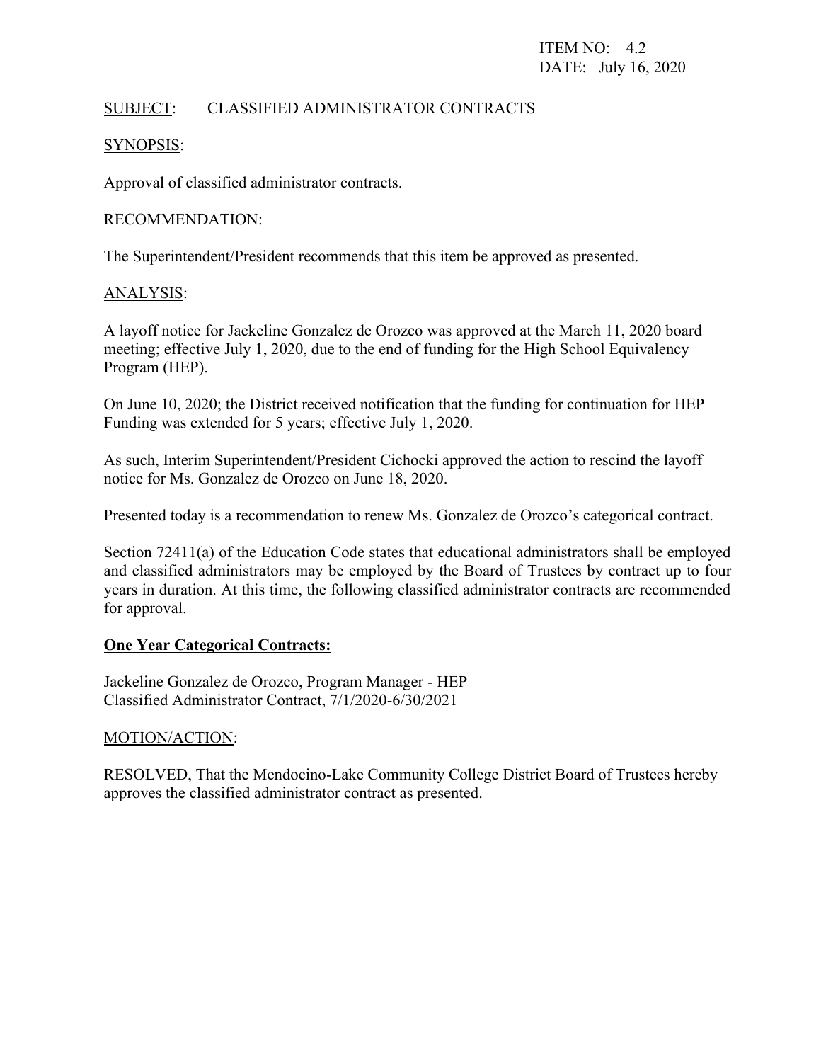ITEM NO: 4.2
DATE: July 16, 2020

SUBJECT: CLASSIFIED ADMINISTRATOR CONTRACTS

SYNOPSIS:

Approval of classified administrator contracts.

RECOMMENDATION:

The Superintendent/President recommends that this item be approved as presented.

ANALYSIS:

A layoff notice for Jackeline Gonzalez de Orozco was approved at the March 11, 2020 board meeting; effective July 1, 2020, due to the end of funding for the High School Equivalency Program (HEP).

On June 10, 2020; the District received notification that the funding for continuation for HEP Funding was extended for 5 years; effective July 1, 2020.

As such, Interim Superintendent/President Cichocki approved the action to rescind the layoff notice for Ms. Gonzalez de Orozco on June 18, 2020.

Presented today is a recommendation to renew Ms. Gonzalez de Orozco's categorical contract.

Section 72411(a) of the Education Code states that educational administrators shall be employed and classified administrators may be employed by the Board of Trustees by contract up to four years in duration. At this time, the following classified administrator contracts are recommended for approval.

**One Year Categorical Contracts:**

Jackeline Gonzalez de Orozco, Program Manager - HEP
Classified Administrator Contract, 7/1/2020-6/30/2021

MOTION/ACTION:

RESOLVED, That the Mendocino-Lake Community College District Board of Trustees hereby approves the classified administrator contract as presented.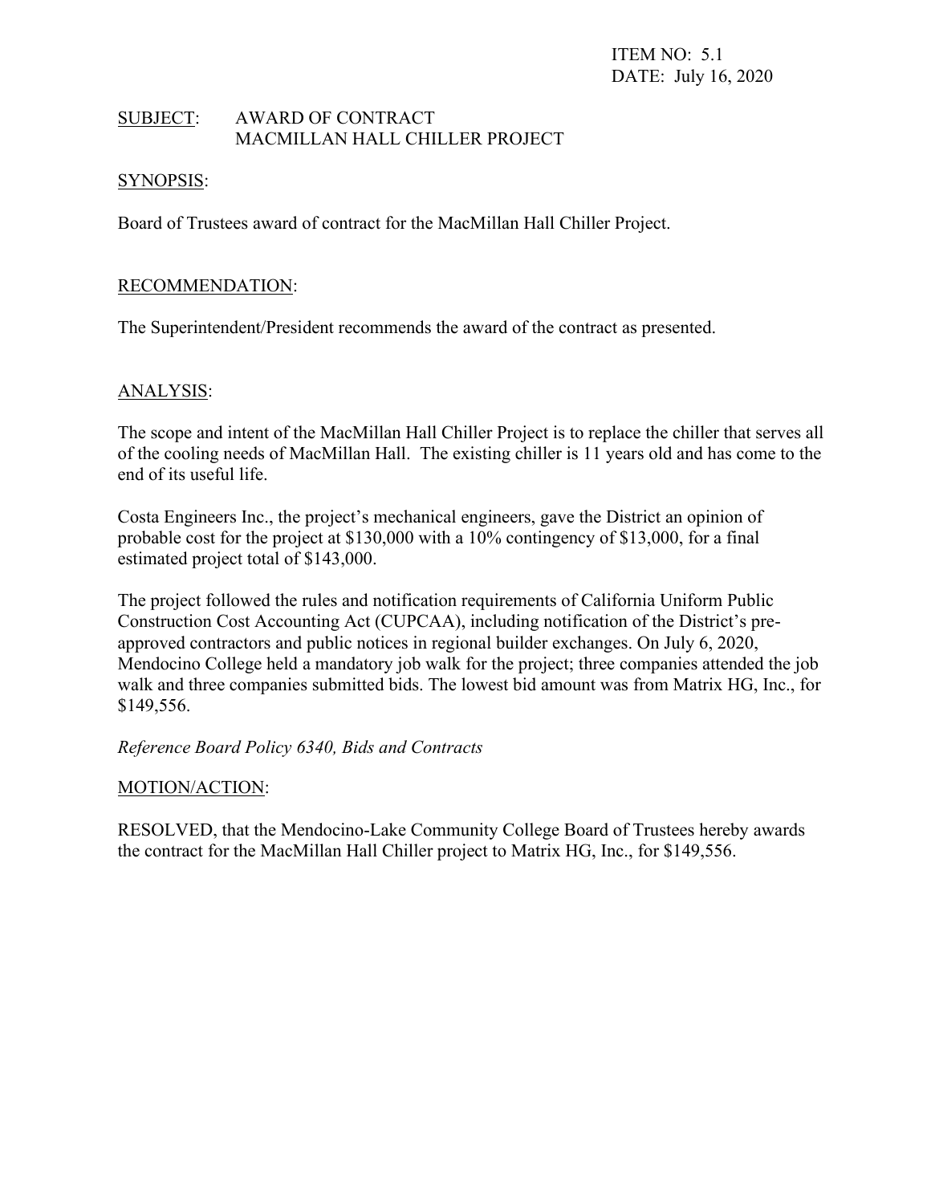ITEM NO: 5.1
DATE: July 16, 2020

SUBJECT: AWARD OF CONTRACT
MACMILLAN HALL CHILLER PROJECT

SYNOPSIS:

Board of Trustees award of contract for the MacMillan Hall Chiller Project.

RECOMMENDATION:

The Superintendent/President recommends the award of the contract as presented.

ANALYSIS:

The scope and intent of the MacMillan Hall Chiller Project is to replace the chiller that serves all of the cooling needs of MacMillan Hall. The existing chiller is 11 years old and has come to the end of its useful life.

Costa Engineers Inc., the project's mechanical engineers, gave the District an opinion of probable cost for the project at $130,000 with a 10% contingency of $13,000, for a final estimated project total of $143,000.

The project followed the rules and notification requirements of California Uniform Public Construction Cost Accounting Act (CUPCAA), including notification of the District's pre-approved contractors and public notices in regional builder exchanges. On July 6, 2020, Mendocino College held a mandatory job walk for the project; three companies attended the job walk and three companies submitted bids. The lowest bid amount was from Matrix HG, Inc., for $149,556.

*Reference Board Policy 6340, Bids and Contracts*

MOTION/ACTION:

RESOLVED, that the Mendocino-Lake Community College Board of Trustees hereby awards the contract for the MacMillan Hall Chiller project to Matrix HG, Inc., for $149,556.